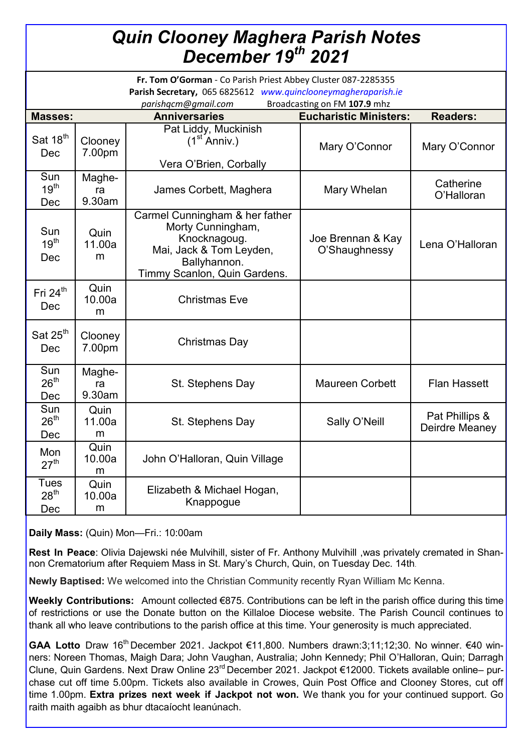# Quin Clooney Maghera Parish Notes December 19th 2021

**Fr. Tom O'Gorman** - Co Parish Priest Abbey Cluster 087-2285355
**Parish Secretary,** 065 6825612 *www.quinclooneymagheraparish.ie*
*parishqcm@gmail.com* Broadcasting on FM **107.9** mhz

| Masses: | | Anniversaries | Eucharistic Ministers: | Readers: |
|---|---|---|---|---|
| Sat 18th Dec | Clooney 7.00pm | Pat Liddy, Muckinish (1st Anniv.) Vera O'Brien, Corbally | Mary O'Connor | Mary O'Connor |
| Sun 19th Dec | Maghera 9.30am | James Corbett, Maghera | Mary Whelan | Catherine O'Halloran |
| Sun 19th Dec | Quin 11.00am | Carmel Cunningham & her father Morty Cunningham, Knocknagoug. Mai, Jack & Tom Leyden, Ballyhannon. Timmy Scanlon, Quin Gardens. | Joe Brennan & Kay O'Shaughnessy | Lena O'Halloran |
| Fri 24th Dec | Quin 10.00am | Christmas Eve | | |
| Sat 25th Dec | Clooney 7.00pm | Christmas Day | | |
| Sun 26th Dec | Maghera 9.30am | St. Stephens Day | Maureen Corbett | Flan Hassett |
| Sun 26th Dec | Quin 11.00am | St. Stephens Day | Sally O'Neill | Pat Phillips & Deirdre Meaney |
| Mon 27th | Quin 10.00am | John O'Halloran, Quin Village | | |
| Tues 28th Dec | Quin 10.00am | Elizabeth & Michael Hogan, Knappogue | | |

**Daily Mass:** (Quin) Mon—Fri.: 10:00am

**Rest In Peace**: Olivia Dajewski née Mulvihill, sister of Fr. Anthony Mulvihill ,was privately cremated in Shannon Crematorium after Requiem Mass in St. Mary's Church, Quin, on Tuesday Dec. 14th.

**Newly Baptised:** We welcomed into the Christian Community recently Ryan William Mc Kenna.

**Weekly Contributions:** Amount collected €875. Contributions can be left in the parish office during this time of restrictions or use the Donate button on the Killaloe Diocese website. The Parish Council continues to thank all who leave contributions to the parish office at this time. Your generosity is much appreciated.

**GAA Lotto** Draw 16th December 2021. Jackpot €11,800. Numbers drawn:3;11;12;30. No winner. €40 winners: Noreen Thomas, Maigh Dara; John Vaughan, Australia; John Kennedy; Phil O'Halloran, Quin; Darragh Clune, Quin Gardens. Next Draw Online 23rd December 2021. Jackpot €12000. Tickets available online– purchase cut off time 5.00pm. Tickets also available in Crowes, Quin Post Office and Clooney Stores, cut off time 1.00pm. **Extra prizes next week if Jackpot not won.** We thank you for your continued support. Go raith maith agaibh as bhur dtacaíocht leanúnach.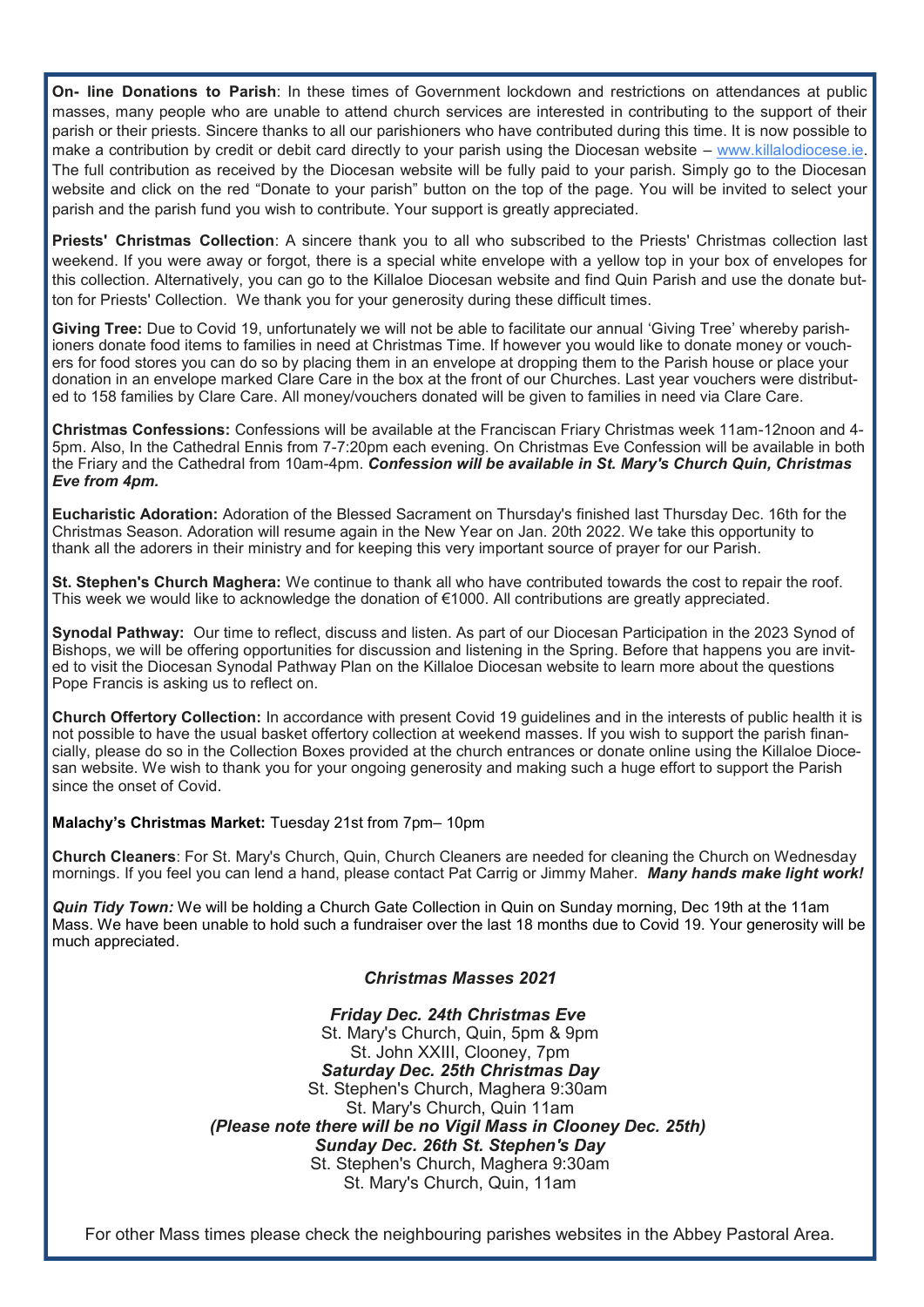**On- line Donations to Parish**: In these times of Government lockdown and restrictions on attendances at public masses, many people who are unable to attend church services are interested in contributing to the support of their parish or their priests. Sincere thanks to all our parishioners who have contributed during this time. It is now possible to make a contribution by credit or debit card directly to your parish using the Diocesan website – www.killalodiocese.ie. The full contribution as received by the Diocesan website will be fully paid to your parish. Simply go to the Diocesan website and click on the red "Donate to your parish" button on the top of the page. You will be invited to select your parish and the parish fund you wish to contribute. Your support is greatly appreciated.

**Priests' Christmas Collection**: A sincere thank you to all who subscribed to the Priests' Christmas collection last weekend. If you were away or forgot, there is a special white envelope with a yellow top in your box of envelopes for this collection. Alternatively, you can go to the Killaloe Diocesan website and find Quin Parish and use the donate button for Priests' Collection. We thank you for your generosity during these difficult times.

**Giving Tree:** Due to Covid 19, unfortunately we will not be able to facilitate our annual 'Giving Tree' whereby parishioners donate food items to families in need at Christmas Time. If however you would like to donate money or vouchers for food stores you can do so by placing them in an envelope at dropping them to the Parish house or place your donation in an envelope marked Clare Care in the box at the front of our Churches. Last year vouchers were distributed to 158 families by Clare Care. All money/vouchers donated will be given to families in need via Clare Care.

**Christmas Confessions:** Confessions will be available at the Franciscan Friary Christmas week 11am-12noon and 4-5pm. Also, In the Cathedral Ennis from 7-7:20pm each evening. On Christmas Eve Confession will be available in both the Friary and the Cathedral from 10am-4pm. ***Confession will be available in St. Mary's Church Quin, Christmas Eve from 4pm.***

**Eucharistic Adoration:** Adoration of the Blessed Sacrament on Thursday's finished last Thursday Dec. 16th for the Christmas Season. Adoration will resume again in the New Year on Jan. 20th 2022. We take this opportunity to thank all the adorers in their ministry and for keeping this very important source of prayer for our Parish.

**St. Stephen's Church Maghera:** We continue to thank all who have contributed towards the cost to repair the roof. This week we would like to acknowledge the donation of €1000. All contributions are greatly appreciated.

**Synodal Pathway:** Our time to reflect, discuss and listen. As part of our Diocesan Participation in the 2023 Synod of Bishops, we will be offering opportunities for discussion and listening in the Spring. Before that happens you are invited to visit the Diocesan Synodal Pathway Plan on the Killaloe Diocesan website to learn more about the questions Pope Francis is asking us to reflect on.

**Church Offertory Collection:** In accordance with present Covid 19 guidelines and in the interests of public health it is not possible to have the usual basket offertory collection at weekend masses. If you wish to support the parish financially, please do so in the Collection Boxes provided at the church entrances or donate online using the Killaloe Diocesan website. We wish to thank you for your ongoing generosity and making such a huge effort to support the Parish since the onset of Covid.

**Malachy's Christmas Market:** Tuesday 21st from 7pm– 10pm

**Church Cleaners**: For St. Mary's Church, Quin, Church Cleaners are needed for cleaning the Church on Wednesday mornings. If you feel you can lend a hand, please contact Pat Carrig or Jimmy Maher. ***Many hands make light work!***

***Quin Tidy Town:*** We will be holding a Church Gate Collection in Quin on Sunday morning, Dec 19th at the 11am Mass. We have been unable to hold such a fundraiser over the last 18 months due to Covid 19. Your generosity will be much appreciated.

## *Christmas Masses 2021*

***Friday Dec. 24th Christmas Eve***
St. Mary's Church, Quin, 5pm & 9pm
St. John XXIII, Clooney, 7pm
***Saturday Dec. 25th Christmas Day***
St. Stephen's Church, Maghera 9:30am
St. Mary's Church, Quin 11am
***(Please note there will be no Vigil Mass in Clooney Dec. 25th)***
***Sunday Dec. 26th St. Stephen's Day***
St. Stephen's Church, Maghera 9:30am
St. Mary's Church, Quin, 11am

For other Mass times please check the neighbouring parishes websites in the Abbey Pastoral Area.